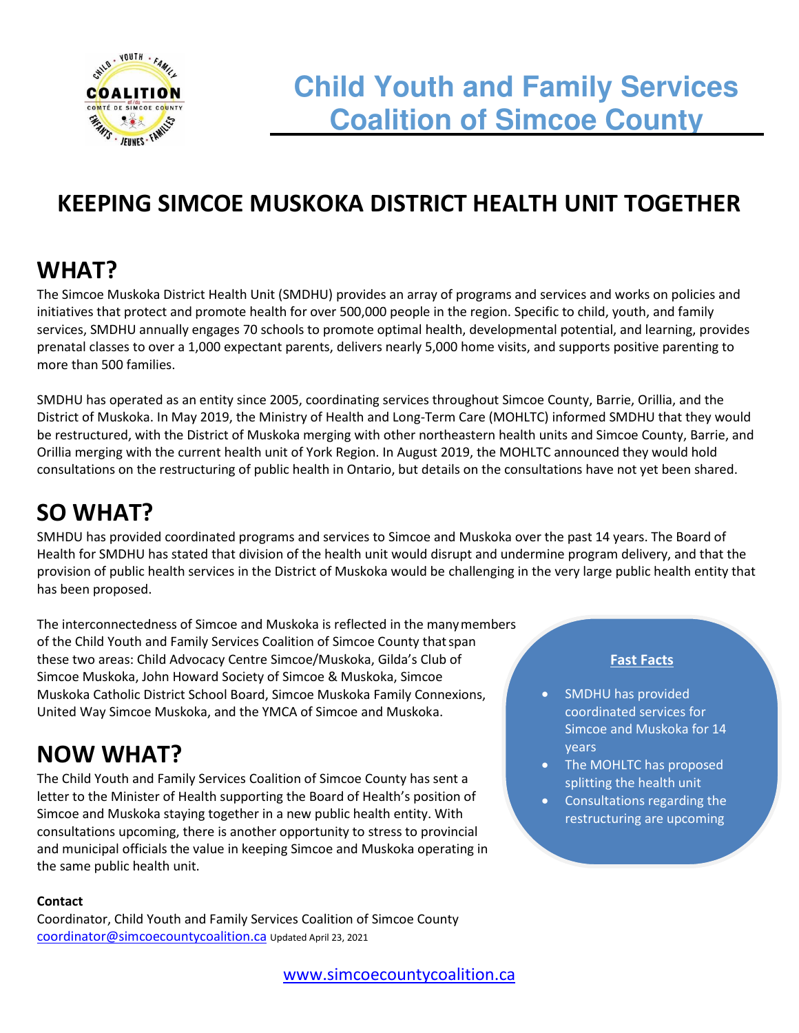# Child Youth and Family Services Coalition of Simcoe County

## KEEPING SIMCOE MUSKOKA DISTRICT HEALTH UNIT TOGETHER

## WHAT?

The Simcoe Muskoka District Health Unit (SMDHU) provides an array of programs and services and works on policies and initiatives that protect and promote health for over 500,000 people in the region. Specific to child, youth, and family services, SMDHU annually engages 70 schools to promote optimal health, developmental potential, and learning, provides prenatal classes to over a 1,000 expectant parents, delivers nearly 5,000 home visits, and supports positive parenting to more than 500 families.

SMDHU has operated as an entity since 2005, coordinating services throughout Simcoe County, Barrie, Orillia, and the District of Muskoka. In May 2019, the Ministry of Health and Long-Term Care (MOHLTC) informed SMDHU that they would be restructured, with the District of Muskoka merging with other northeastern health units and Simcoe County, Barrie, and Orillia merging with the current health unit of York Region. In August 2019, the MOHLTC announced they would hold consultations on the restructuring of public health in Ontario, but details on the consultations have not yet been shared.

## SO WHAT?

SMHDU has provided coordinated programs and services to Simcoe and Muskoka over the past 14 years. The Board of Health for SMDHU has stated that division of the health unit would disrupt and undermine program delivery, and that the provision of public health services in the District of Muskoka would be challenging in the very large public health entity that has been proposed.

The interconnectedness of Simcoe and Muskoka is reflected in the many members of the Child Youth and Family Services Coalition of Simcoe County that span these two areas: Child Advocacy Centre Simcoe/Muskoka, Gilda's Club of Simcoe Muskoka, John Howard Society of Simcoe & Muskoka, Simcoe Muskoka Catholic District School Board, Simcoe Muskoka Family Connexions, United Way Simcoe Muskoka, and the YMCA of Simcoe and Muskoka.

## NOW WHAT?

The Child Youth and Family Services Coalition of Simcoe County has sent a letter to the Minister of Health supporting the Board of Health's position of Simcoe and Muskoka staying together in a new public health entity. With consultations upcoming, there is another opportunity to stress to provincial and municipal officials the value in keeping Simcoe and Muskoka operating in the same public health unit.

**Fast Facts**

- SMDHU has provided coordinated services for Simcoe and Muskoka for 14 years
- The MOHLTC has proposed splitting the health unit
- Consultations regarding the restructuring are upcoming

**Contact**

Coordinator, Child Youth and Family Services Coalition of Simcoe County
coordinator@simcoecountycoalition.ca Updated April 23, 2021

www.simcoecountycoalition.ca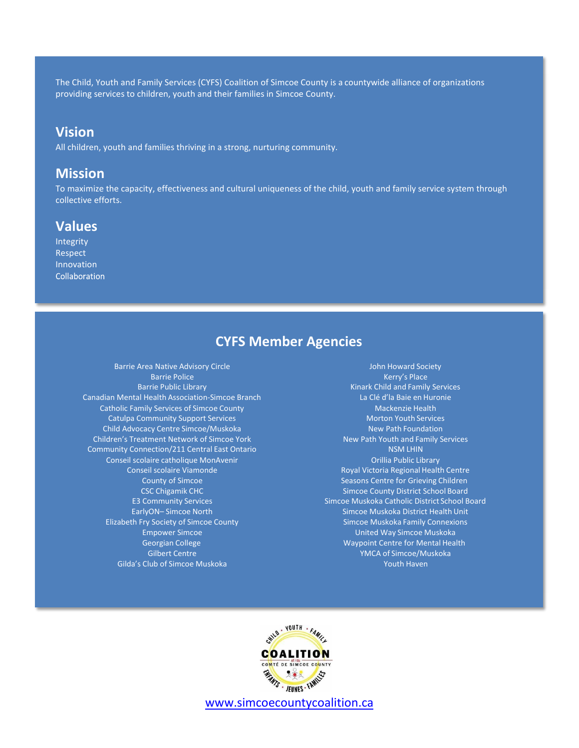The Child, Youth and Family Services (CYFS) Coalition of Simcoe County is a countywide alliance of organizations providing services to children, youth and their families in Simcoe County.

## Vision

All children, youth and families thriving in a strong, nurturing community.

## Mission

To maximize the capacity, effectiveness and cultural uniqueness of the child, youth and family service system through collective efforts.

## Values

Integrity
Respect
Innovation
Collaboration

## CYFS Member Agencies

Barrie Area Native Advisory Circle
Barrie Police
Barrie Public Library
Canadian Mental Health Association-Simcoe Branch
Catholic Family Services of Simcoe County
Catulpa Community Support Services
Child Advocacy Centre Simcoe/Muskoka
Children's Treatment Network of Simcoe York
Community Connection/211 Central East Ontario
Conseil scolaire catholique MonAvenir
Conseil scolaire Viamonde
County of Simcoe
CSC Chigamik CHC
E3 Community Services
EarlyON– Simcoe North
Elizabeth Fry Society of Simcoe County
Empower Simcoe
Georgian College
Gilbert Centre
Gilda's Club of Simcoe Muskoka
John Howard Society
Kerry's Place
Kinark Child and Family Services
La Clé d'la Baie en Huronie
Mackenzie Health
Morton Youth Services
New Path Foundation
New Path Youth and Family Services
NSM LHIN
Orillia Public Library
Royal Victoria Regional Health Centre
Seasons Centre for Grieving Children
Simcoe County District School Board
Simcoe Muskoka Catholic District School Board
Simcoe Muskoka District Health Unit
Simcoe Muskoka Family Connexions
United Way Simcoe Muskoka
Waypoint Centre for Mental Health
YMCA of Simcoe/Muskoka
Youth Haven

CHILD · YOUTH · FAMILY
COALITION
of/du
COMTÉ DE SIMCOE COUNTY
ENFANTS · JEUNES · FAMILLES

www.simcoecountycoalition.ca